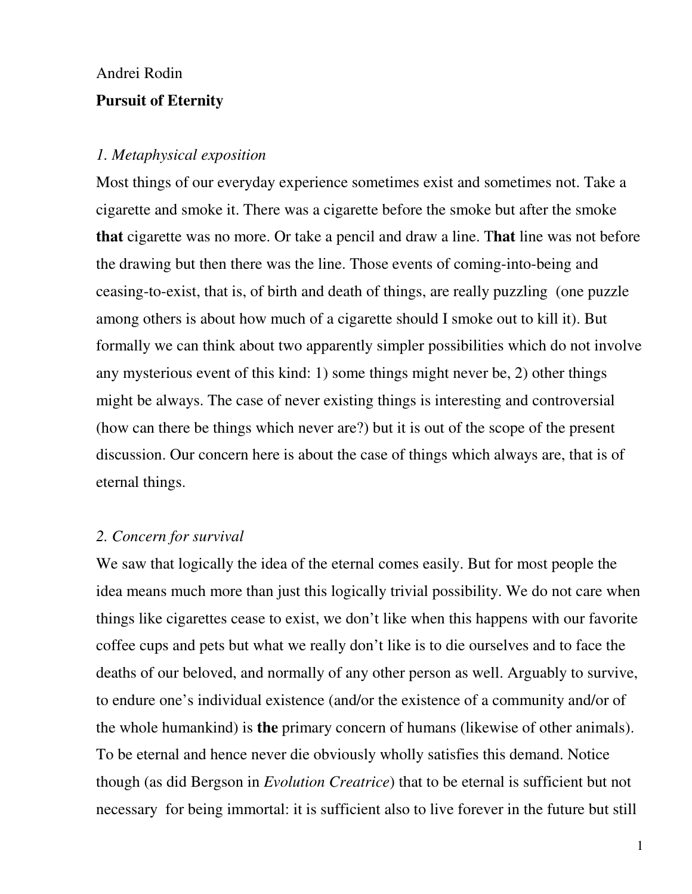Andrei Rodin

**Pursuit of Eternity**

## *1. Metaphysical exposition*

Most things of our everyday experience sometimes exist and sometimes not. Take a cigarette and smoke it. There was a cigarette before the smoke but after the smoke **that** cigarette was no more. Or take a pencil and draw a line. T**hat** line was not before the drawing but then there was the line. Those events of coming-into-being and ceasing-to-exist, that is, of birth and death of things, are really puzzling (one puzzle among others is about how much of a cigarette should I smoke out to kill it). But formally we can think about two apparently simpler possibilities which do not involve any mysterious event of this kind: 1) some things might never be, 2) other things might be always. The case of never existing things is interesting and controversial (how can there be things which never are?) but it is out of the scope of the present discussion. Our concern here is about the case of things which always are, that is of eternal things.

## *2. Concern for survival*

We saw that logically the idea of the eternal comes easily. But for most people the idea means much more than just this logically trivial possibility. We do not care when things like cigarettes cease to exist, we don't like when this happens with our favorite coffee cups and pets but what we really don't like is to die ourselves and to face the deaths of our beloved, and normally of any other person as well. Arguably to survive, to endure one's individual existence (and/or the existence of a community and/or of the whole humankind) is **the** primary concern of humans (likewise of other animals). To be eternal and hence never die obviously wholly satisfies this demand. Notice though (as did Bergson in *Evolution Creatrice*) that to be eternal is sufficient but not necessary for being immortal: it is sufficient also to live forever in the future but still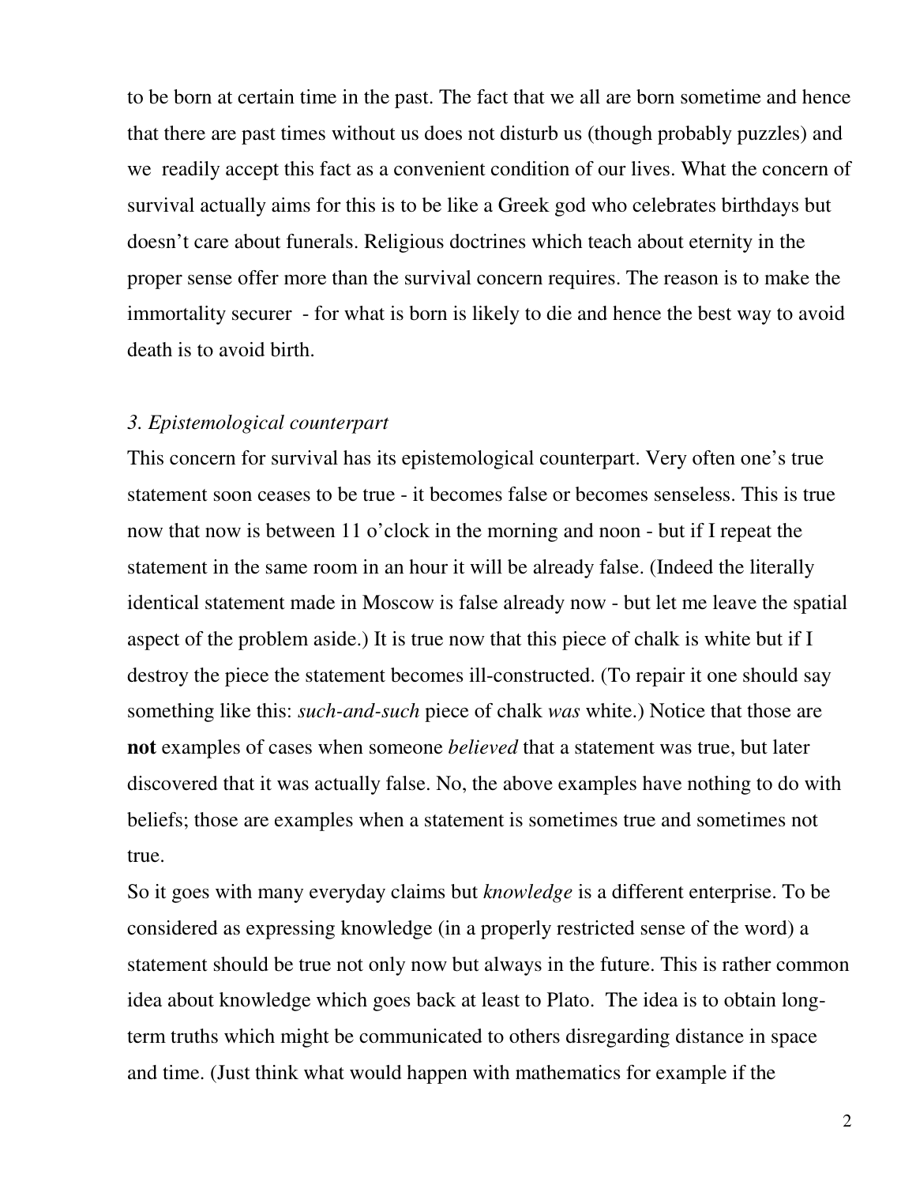to be born at certain time in the past. The fact that we all are born sometime and hence that there are past times without us does not disturb us (though probably puzzles) and we readily accept this fact as a convenient condition of our lives. What the concern of survival actually aims for this is to be like a Greek god who celebrates birthdays but doesn't care about funerals. Religious doctrines which teach about eternity in the proper sense offer more than the survival concern requires. The reason is to make the immortality securer - for what is born is likely to die and hence the best way to avoid death is to avoid birth.

### *3. Epistemological counterpart*

This concern for survival has its epistemological counterpart. Very often one's true statement soon ceases to be true - it becomes false or becomes senseless. This is true now that now is between 11 o'clock in the morning and noon - but if I repeat the statement in the same room in an hour it will be already false. (Indeed the literally identical statement made in Moscow is false already now - but let me leave the spatial aspect of the problem aside.) It is true now that this piece of chalk is white but if I destroy the piece the statement becomes ill-constructed. (To repair it one should say something like this: *such-and-such* piece of chalk *was* white.) Notice that those are **not** examples of cases when someone *believed* that a statement was true, but later discovered that it was actually false. No, the above examples have nothing to do with beliefs; those are examples when a statement is sometimes true and sometimes not true.

So it goes with many everyday claims but *knowledge* is a different enterprise. To be considered as expressing knowledge (in a properly restricted sense of the word) a statement should be true not only now but always in the future. This is rather common idea about knowledge which goes back at least to Plato. The idea is to obtain long-term truths which might be communicated to others disregarding distance in space and time. (Just think what would happen with mathematics for example if the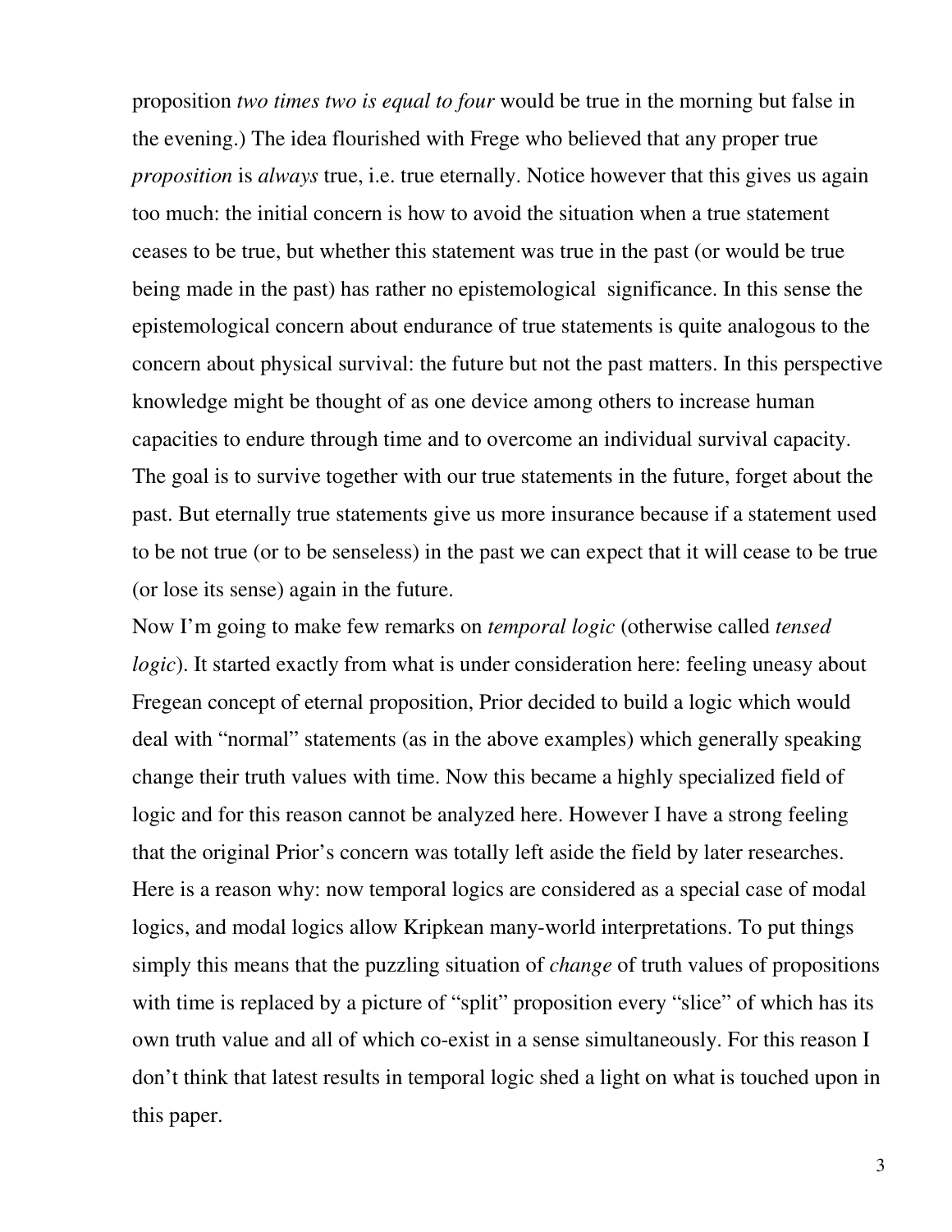proposition *two times two is equal to four* would be true in the morning but false in the evening.) The idea flourished with Frege who believed that any proper true *proposition* is *always* true, i.e. true eternally. Notice however that this gives us again too much: the initial concern is how to avoid the situation when a true statement ceases to be true, but whether this statement was true in the past (or would be true being made in the past) has rather no epistemological significance. In this sense the epistemological concern about endurance of true statements is quite analogous to the concern about physical survival: the future but not the past matters. In this perspective knowledge might be thought of as one device among others to increase human capacities to endure through time and to overcome an individual survival capacity. The goal is to survive together with our true statements in the future, forget about the past. But eternally true statements give us more insurance because if a statement used to be not true (or to be senseless) in the past we can expect that it will cease to be true (or lose its sense) again in the future.

Now I'm going to make few remarks on *temporal logic* (otherwise called *tensed logic*). It started exactly from what is under consideration here: feeling uneasy about Fregean concept of eternal proposition, Prior decided to build a logic which would deal with "normal" statements (as in the above examples) which generally speaking change their truth values with time. Now this became a highly specialized field of logic and for this reason cannot be analyzed here. However I have a strong feeling that the original Prior's concern was totally left aside the field by later researches. Here is a reason why: now temporal logics are considered as a special case of modal logics, and modal logics allow Kripkean many-world interpretations. To put things simply this means that the puzzling situation of *change* of truth values of propositions with time is replaced by a picture of "split" proposition every "slice" of which has its own truth value and all of which co-exist in a sense simultaneously. For this reason I don't think that latest results in temporal logic shed a light on what is touched upon in this paper.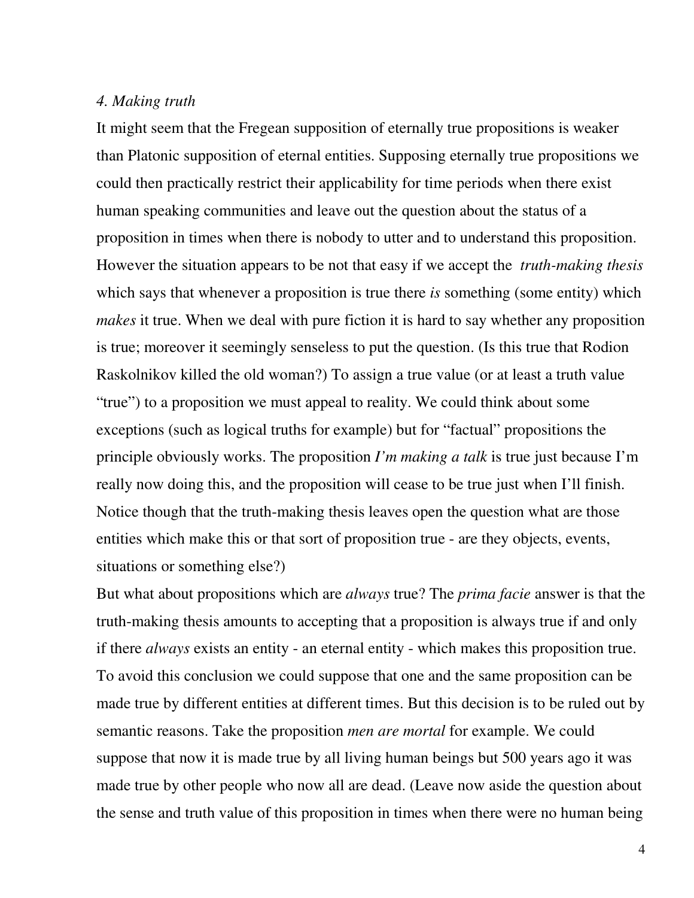*4. Making truth*

It might seem that the Fregean supposition of eternally true propositions is weaker than Platonic supposition of eternal entities. Supposing eternally true propositions we could then practically restrict their applicability for time periods when there exist human speaking communities and leave out the question about the status of a proposition in times when there is nobody to utter and to understand this proposition. However the situation appears to be not that easy if we accept the *truth-making thesis* which says that whenever a proposition is true there *is* something (some entity) which *makes* it true. When we deal with pure fiction it is hard to say whether any proposition is true; moreover it seemingly senseless to put the question. (Is this true that Rodion Raskolnikov killed the old woman?) To assign a true value (or at least a truth value "true") to a proposition we must appeal to reality. We could think about some exceptions (such as logical truths for example) but for "factual" propositions the principle obviously works. The proposition *I'm making a talk* is true just because I'm really now doing this, and the proposition will cease to be true just when I'll finish. Notice though that the truth-making thesis leaves open the question what are those entities which make this or that sort of proposition true - are they objects, events, situations or something else?)

But what about propositions which are *always* true? The *prima facie* answer is that the truth-making thesis amounts to accepting that a proposition is always true if and only if there *always* exists an entity - an eternal entity - which makes this proposition true. To avoid this conclusion we could suppose that one and the same proposition can be made true by different entities at different times. But this decision is to be ruled out by semantic reasons. Take the proposition *men are mortal* for example. We could suppose that now it is made true by all living human beings but 500 years ago it was made true by other people who now all are dead. (Leave now aside the question about the sense and truth value of this proposition in times when there were no human being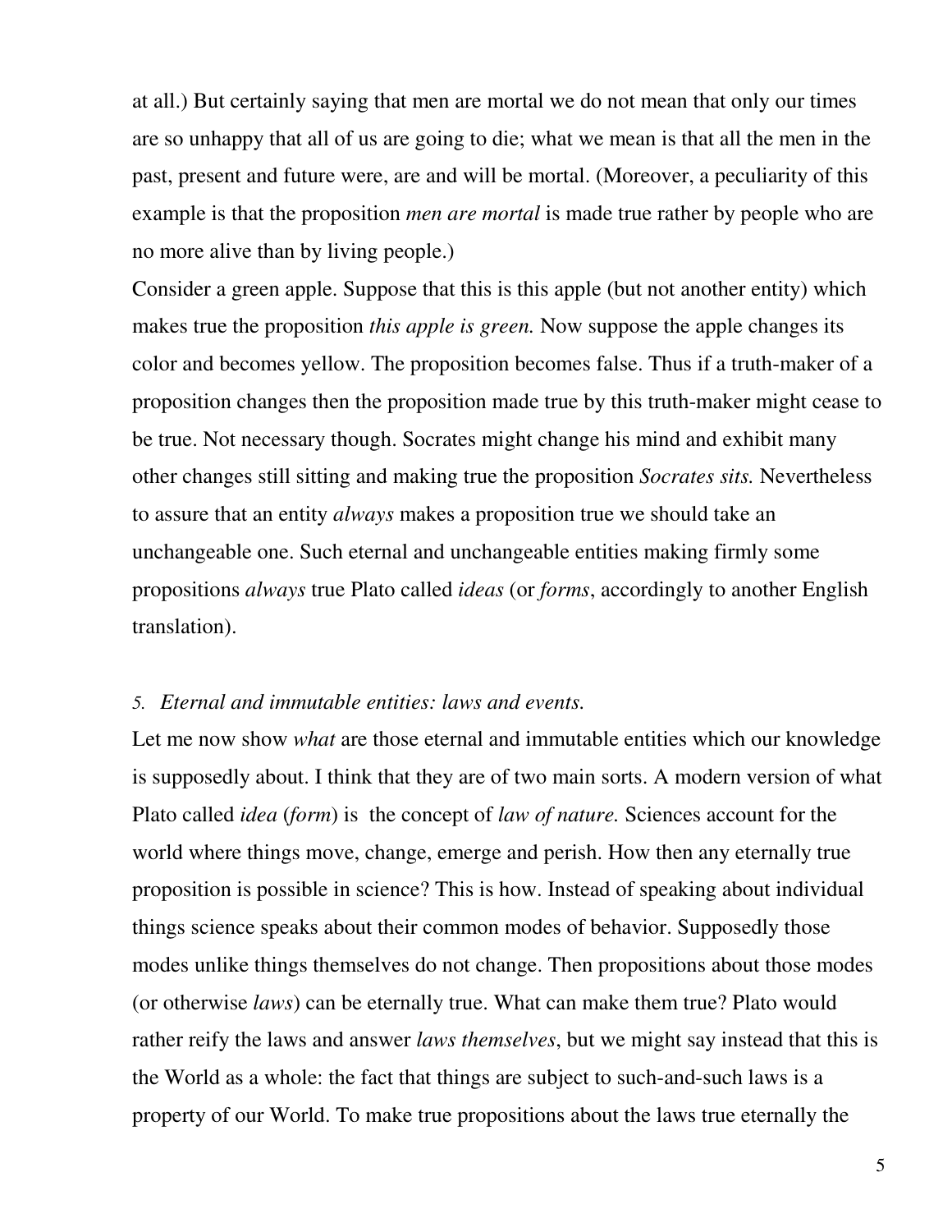at all.) But certainly saying that men are mortal we do not mean that only our times are so unhappy that all of us are going to die; what we mean is that all the men in the past, present and future were, are and will be mortal. (Moreover, a peculiarity of this example is that the proposition *men are mortal* is made true rather by people who are no more alive than by living people.)

Consider a green apple. Suppose that this is this apple (but not another entity) which makes true the proposition *this apple is green.* Now suppose the apple changes its color and becomes yellow. The proposition becomes false. Thus if a truth-maker of a proposition changes then the proposition made true by this truth-maker might cease to be true. Not necessary though. Socrates might change his mind and exhibit many other changes still sitting and making true the proposition *Socrates sits.* Nevertheless to assure that an entity *always* makes a proposition true we should take an unchangeable one. Such eternal and unchangeable entities making firmly some propositions *always* true Plato called *ideas* (or *forms*, accordingly to another English translation).

### 5. *Eternal and immutable entities: laws and events.*

Let me now show *what* are those eternal and immutable entities which our knowledge is supposedly about. I think that they are of two main sorts. A modern version of what Plato called *idea* (*form*) is the concept of *law of nature.* Sciences account for the world where things move, change, emerge and perish. How then any eternally true proposition is possible in science? This is how. Instead of speaking about individual things science speaks about their common modes of behavior. Supposedly those modes unlike things themselves do not change. Then propositions about those modes (or otherwise *laws*) can be eternally true. What can make them true? Plato would rather reify the laws and answer *laws themselves*, but we might say instead that this is the World as a whole: the fact that things are subject to such-and-such laws is a property of our World. To make true propositions about the laws true eternally the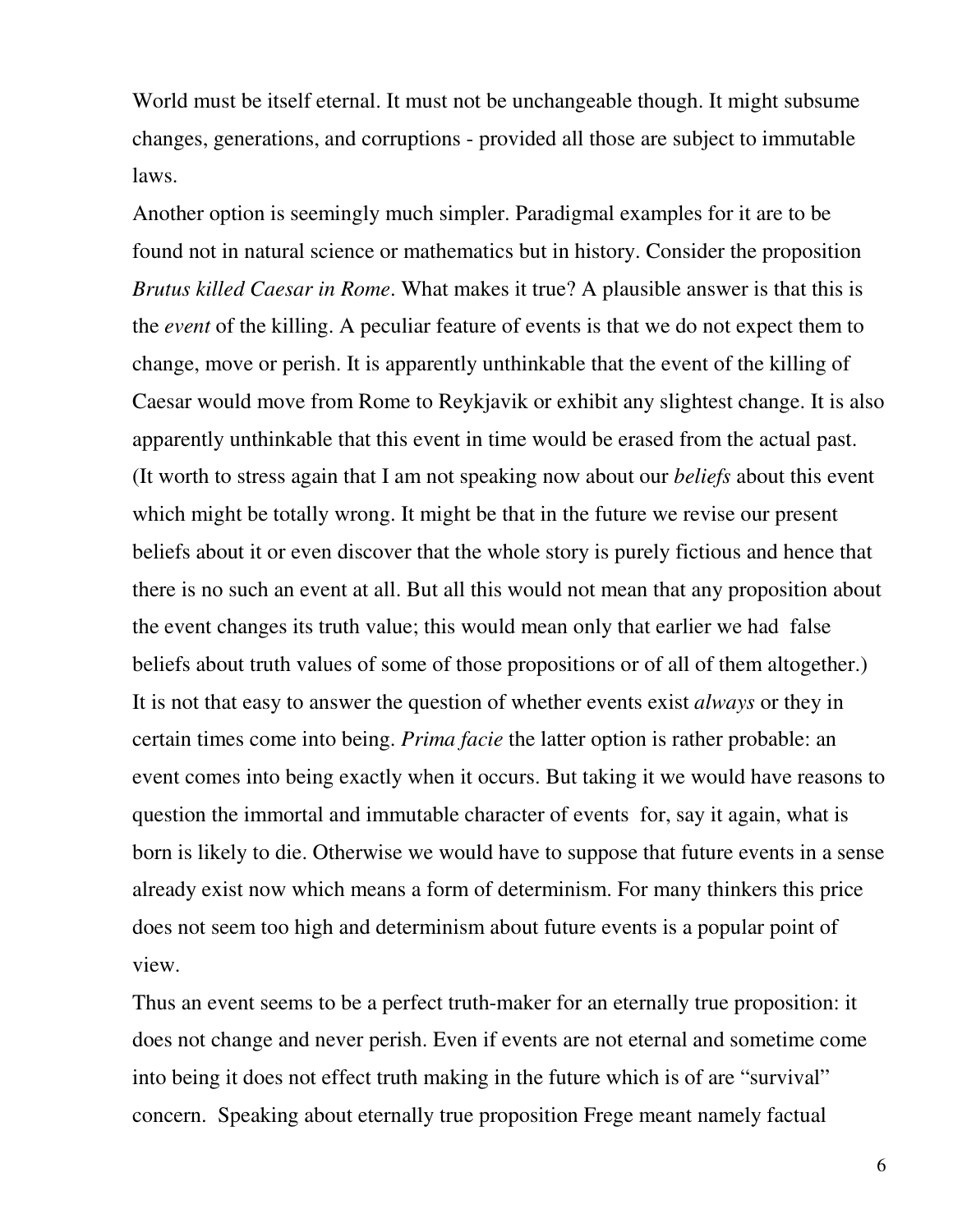World must be itself eternal. It must not be unchangeable though. It might subsume changes, generations, and corruptions - provided all those are subject to immutable laws.

Another option is seemingly much simpler. Paradigmal examples for it are to be found not in natural science or mathematics but in history. Consider the proposition *Brutus killed Caesar in Rome*. What makes it true? A plausible answer is that this is the *event* of the killing. A peculiar feature of events is that we do not expect them to change, move or perish. It is apparently unthinkable that the event of the killing of Caesar would move from Rome to Reykjavik or exhibit any slightest change. It is also apparently unthinkable that this event in time would be erased from the actual past. (It worth to stress again that I am not speaking now about our *beliefs* about this event which might be totally wrong. It might be that in the future we revise our present beliefs about it or even discover that the whole story is purely fictious and hence that there is no such an event at all. But all this would not mean that any proposition about the event changes its truth value; this would mean only that earlier we had false beliefs about truth values of some of those propositions or of all of them altogether.)

It is not that easy to answer the question of whether events exist *always* or they in certain times come into being. *Prima facie* the latter option is rather probable: an event comes into being exactly when it occurs. But taking it we would have reasons to question the immortal and immutable character of events for, say it again, what is born is likely to die. Otherwise we would have to suppose that future events in a sense already exist now which means a form of determinism. For many thinkers this price does not seem too high and determinism about future events is a popular point of view.

Thus an event seems to be a perfect truth-maker for an eternally true proposition: it does not change and never perish. Even if events are not eternal and sometime come into being it does not effect truth making in the future which is of are "survival" concern. Speaking about eternally true proposition Frege meant namely factual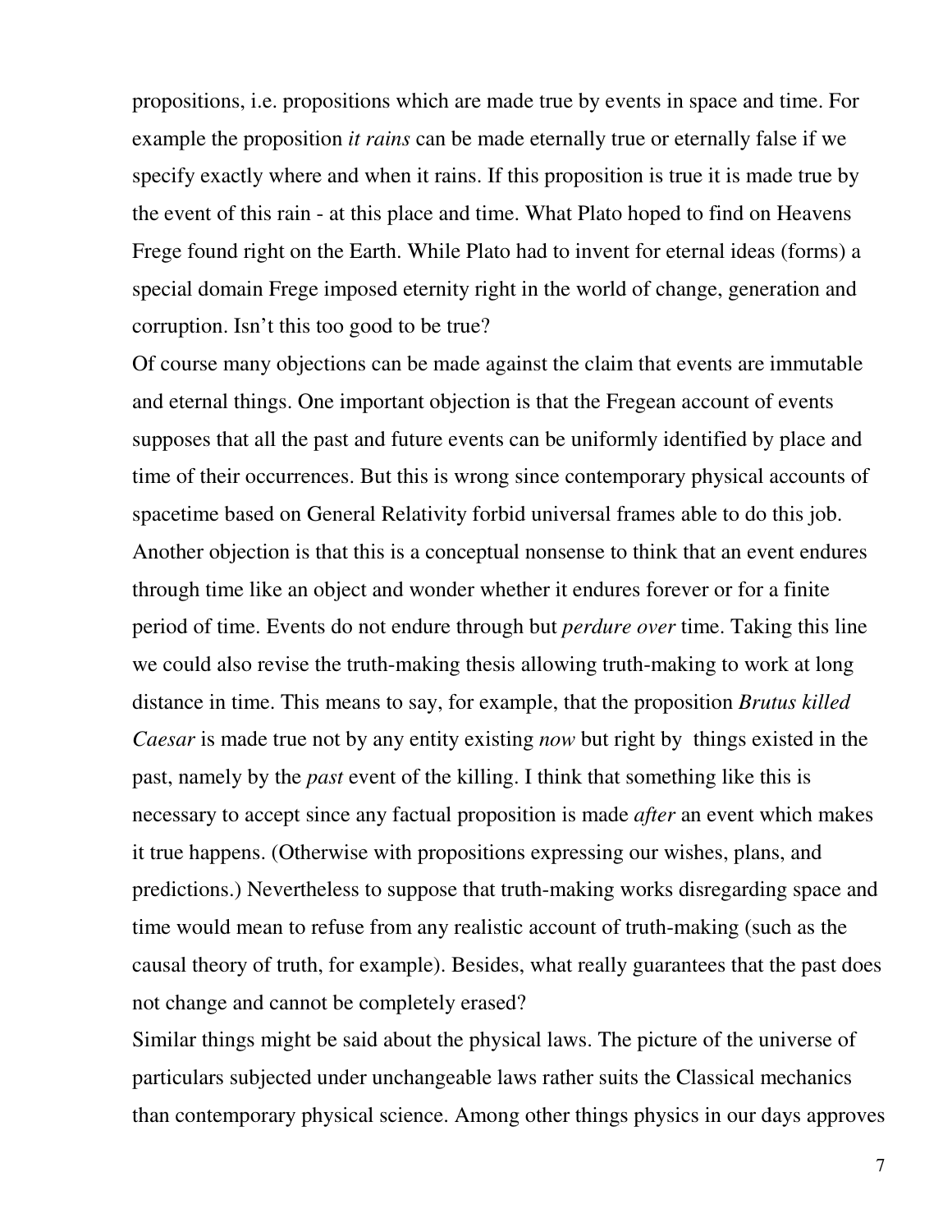propositions, i.e. propositions which are made true by events in space and time. For example the proposition *it rains* can be made eternally true or eternally false if we specify exactly where and when it rains. If this proposition is true it is made true by the event of this rain - at this place and time. What Plato hoped to find on Heavens Frege found right on the Earth. While Plato had to invent for eternal ideas (forms) a special domain Frege imposed eternity right in the world of change, generation and corruption. Isn't this too good to be true?

Of course many objections can be made against the claim that events are immutable and eternal things. One important objection is that the Fregean account of events supposes that all the past and future events can be uniformly identified by place and time of their occurrences. But this is wrong since contemporary physical accounts of spacetime based on General Relativity forbid universal frames able to do this job. Another objection is that this is a conceptual nonsense to think that an event endures through time like an object and wonder whether it endures forever or for a finite period of time. Events do not endure through but *perdure over* time. Taking this line we could also revise the truth-making thesis allowing truth-making to work at long distance in time. This means to say, for example, that the proposition *Brutus killed Caesar* is made true not by any entity existing *now* but right by things existed in the past, namely by the *past* event of the killing. I think that something like this is necessary to accept since any factual proposition is made *after* an event which makes it true happens. (Otherwise with propositions expressing our wishes, plans, and predictions.) Nevertheless to suppose that truth-making works disregarding space and time would mean to refuse from any realistic account of truth-making (such as the causal theory of truth, for example). Besides, what really guarantees that the past does not change and cannot be completely erased?

Similar things might be said about the physical laws. The picture of the universe of particulars subjected under unchangeable laws rather suits the Classical mechanics than contemporary physical science. Among other things physics in our days approves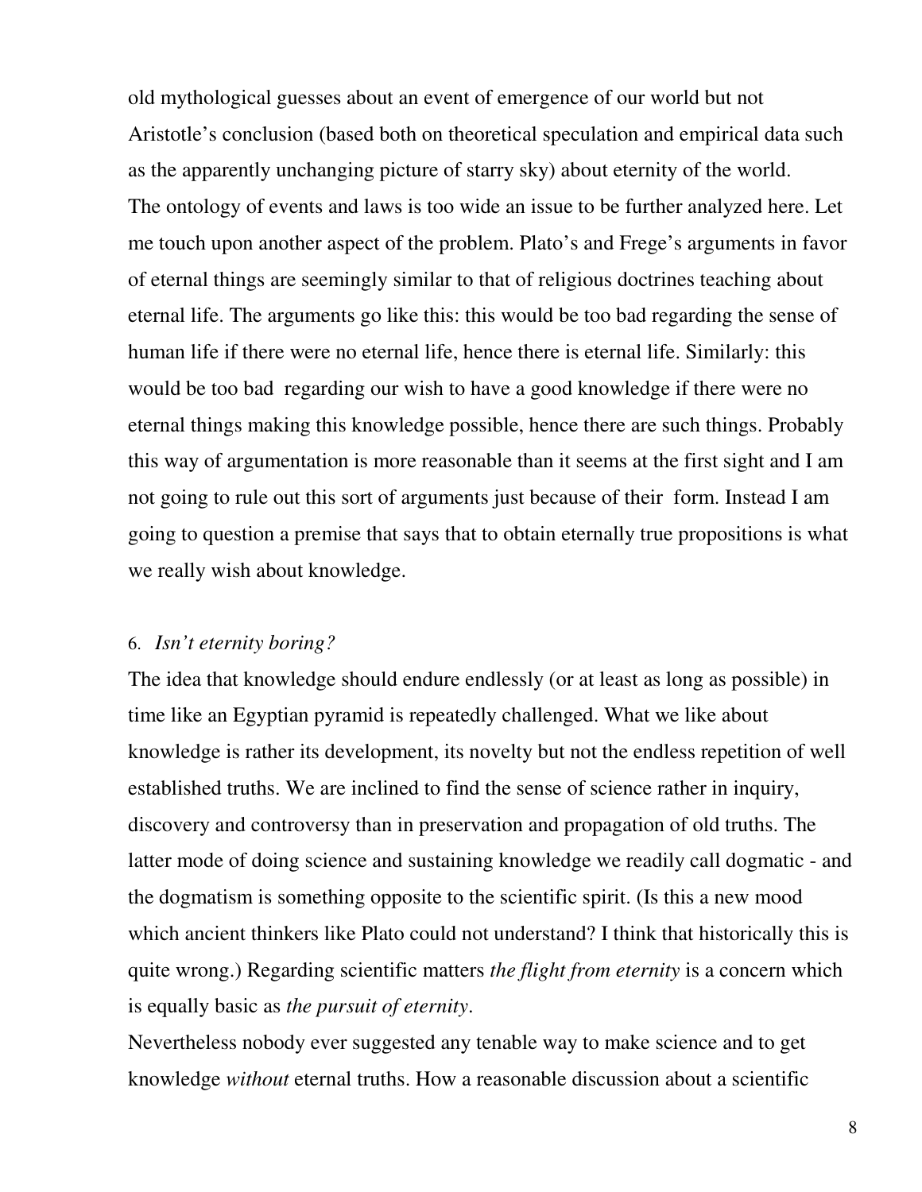old mythological guesses about an event of emergence of our world but not Aristotle's conclusion (based both on theoretical speculation and empirical data such as the apparently unchanging picture of starry sky) about eternity of the world.

The ontology of events and laws is too wide an issue to be further analyzed here. Let me touch upon another aspect of the problem. Plato's and Frege's arguments in favor of eternal things are seemingly similar to that of religious doctrines teaching about eternal life. The arguments go like this: this would be too bad regarding the sense of human life if there were no eternal life, hence there is eternal life. Similarly: this would be too bad regarding our wish to have a good knowledge if there were no eternal things making this knowledge possible, hence there are such things. Probably this way of argumentation is more reasonable than it seems at the first sight and I am not going to rule out this sort of arguments just because of their form. Instead I am going to question a premise that says that to obtain eternally true propositions is what we really wish about knowledge.

## 6. *Isn't eternity boring?*

The idea that knowledge should endure endlessly (or at least as long as possible) in time like an Egyptian pyramid is repeatedly challenged. What we like about knowledge is rather its development, its novelty but not the endless repetition of well established truths. We are inclined to find the sense of science rather in inquiry, discovery and controversy than in preservation and propagation of old truths. The latter mode of doing science and sustaining knowledge we readily call dogmatic - and the dogmatism is something opposite to the scientific spirit. (Is this a new mood which ancient thinkers like Plato could not understand? I think that historically this is quite wrong.) Regarding scientific matters *the flight from eternity* is a concern which is equally basic as *the pursuit of eternity*.

Nevertheless nobody ever suggested any tenable way to make science and to get knowledge *without* eternal truths. How a reasonable discussion about a scientific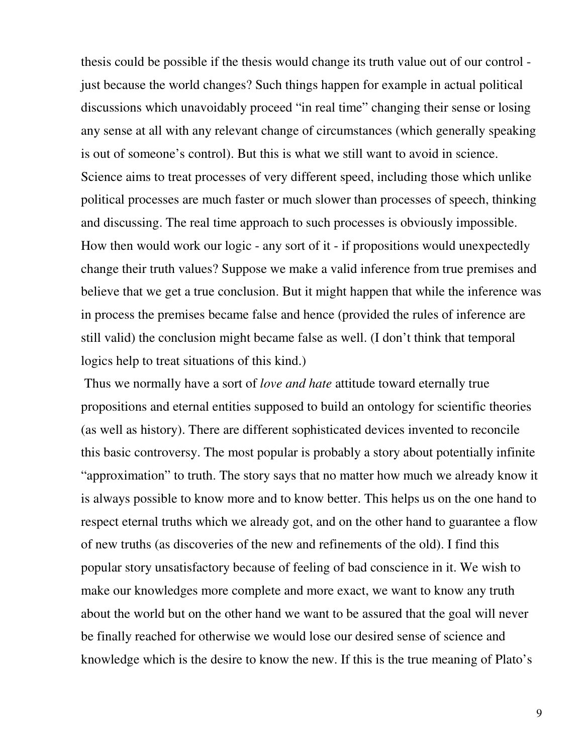thesis could be possible if the thesis would change its truth value out of our control - just because the world changes? Such things happen for example in actual political discussions which unavoidably proceed "in real time" changing their sense or losing any sense at all with any relevant change of circumstances (which generally speaking is out of someone's control). But this is what we still want to avoid in science. Science aims to treat processes of very different speed, including those which unlike political processes are much faster or much slower than processes of speech, thinking and discussing. The real time approach to such processes is obviously impossible. How then would work our logic - any sort of it - if propositions would unexpectedly change their truth values? Suppose we make a valid inference from true premises and believe that we get a true conclusion. But it might happen that while the inference was in process the premises became false and hence (provided the rules of inference are still valid) the conclusion might became false as well. (I don't think that temporal logics help to treat situations of this kind.)

Thus we normally have a sort of *love and hate* attitude toward eternally true propositions and eternal entities supposed to build an ontology for scientific theories (as well as history). There are different sophisticated devices invented to reconcile this basic controversy. The most popular is probably a story about potentially infinite "approximation" to truth. The story says that no matter how much we already know it is always possible to know more and to know better. This helps us on the one hand to respect eternal truths which we already got, and on the other hand to guarantee a flow of new truths (as discoveries of the new and refinements of the old). I find this popular story unsatisfactory because of feeling of bad conscience in it. We wish to make our knowledges more complete and more exact, we want to know any truth about the world but on the other hand we want to be assured that the goal will never be finally reached for otherwise we would lose our desired sense of science and knowledge which is the desire to know the new. If this is the true meaning of Plato's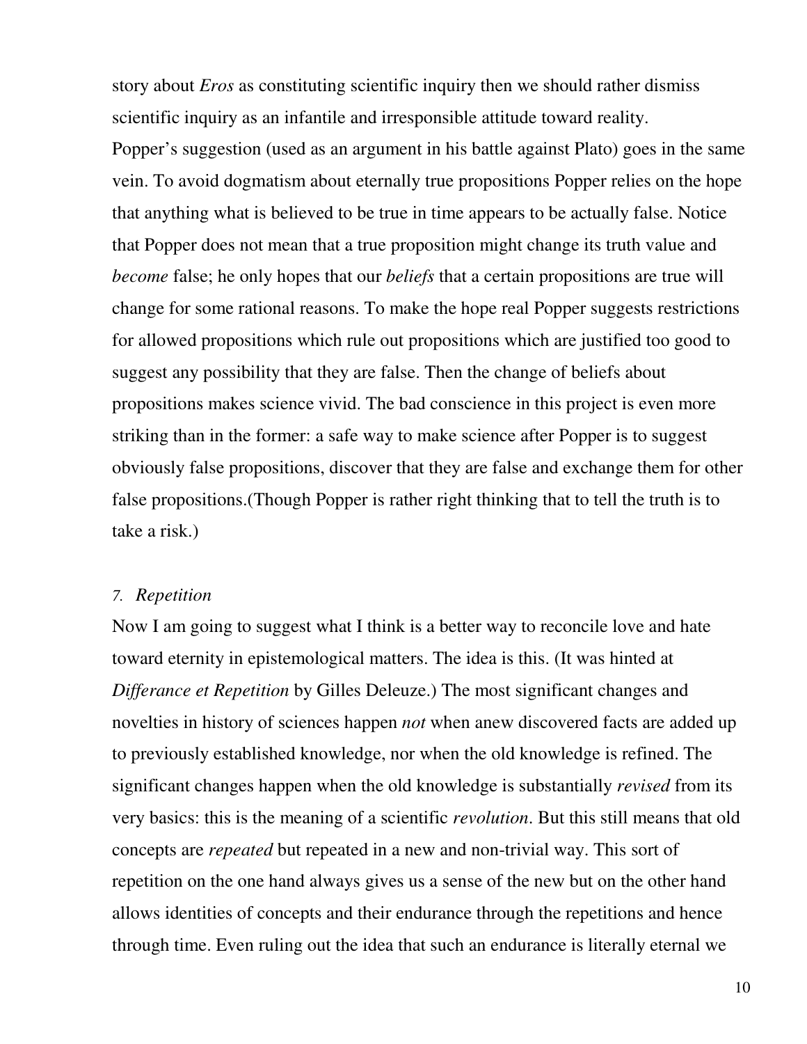story about *Eros* as constituting scientific inquiry then we should rather dismiss scientific inquiry as an infantile and irresponsible attitude toward reality.
Popper's suggestion (used as an argument in his battle against Plato) goes in the same vein. To avoid dogmatism about eternally true propositions Popper relies on the hope that anything what is believed to be true in time appears to be actually false. Notice that Popper does not mean that a true proposition might change its truth value and *become* false; he only hopes that our *beliefs* that a certain propositions are true will change for some rational reasons. To make the hope real Popper suggests restrictions for allowed propositions which rule out propositions which are justified too good to suggest any possibility that they are false. Then the change of beliefs about propositions makes science vivid. The bad conscience in this project is even more striking than in the former: a safe way to make science after Popper is to suggest obviously false propositions, discover that they are false and exchange them for other false propositions.(Though Popper is rather right thinking that to tell the truth is to take a risk.)

### 7. *Repetition*

Now I am going to suggest what I think is a better way to reconcile love and hate toward eternity in epistemological matters. The idea is this. (It was hinted at *Differance et Repetition* by Gilles Deleuze.) The most significant changes and novelties in history of sciences happen *not* when anew discovered facts are added up to previously established knowledge, nor when the old knowledge is refined. The significant changes happen when the old knowledge is substantially *revised* from its very basics: this is the meaning of a scientific *revolution*. But this still means that old concepts are *repeated* but repeated in a new and non-trivial way. This sort of repetition on the one hand always gives us a sense of the new but on the other hand allows identities of concepts and their endurance through the repetitions and hence through time. Even ruling out the idea that such an endurance is literally eternal we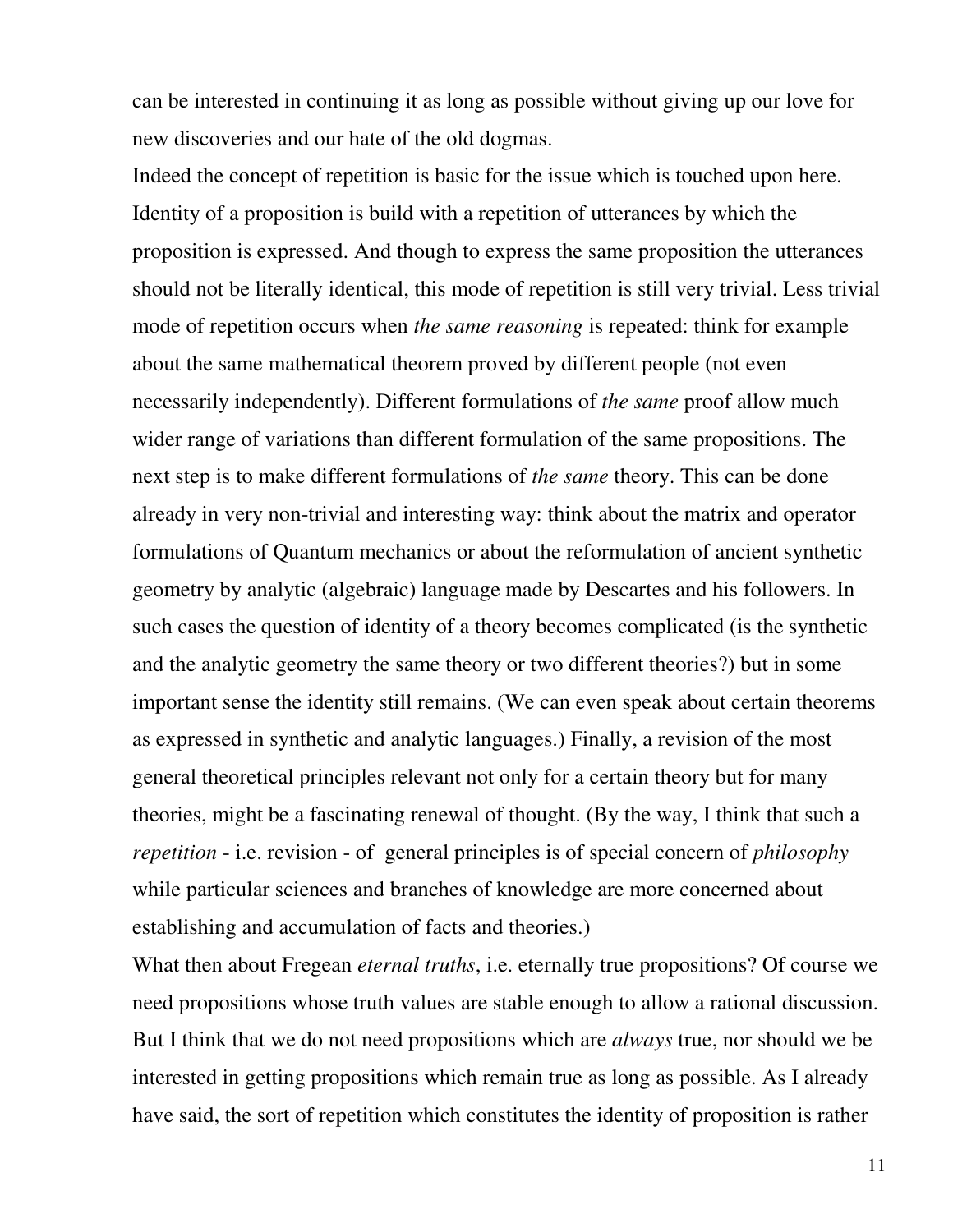can be interested in continuing it as long as possible without giving up our love for new discoveries and our hate of the old dogmas.

Indeed the concept of repetition is basic for the issue which is touched upon here. Identity of a proposition is build with a repetition of utterances by which the proposition is expressed. And though to express the same proposition the utterances should not be literally identical, this mode of repetition is still very trivial. Less trivial mode of repetition occurs when *the same reasoning* is repeated: think for example about the same mathematical theorem proved by different people (not even necessarily independently). Different formulations of *the same* proof allow much wider range of variations than different formulation of the same propositions. The next step is to make different formulations of *the same* theory. This can be done already in very non-trivial and interesting way: think about the matrix and operator formulations of Quantum mechanics or about the reformulation of ancient synthetic geometry by analytic (algebraic) language made by Descartes and his followers. In such cases the question of identity of a theory becomes complicated (is the synthetic and the analytic geometry the same theory or two different theories?) but in some important sense the identity still remains. (We can even speak about certain theorems as expressed in synthetic and analytic languages.) Finally, a revision of the most general theoretical principles relevant not only for a certain theory but for many theories, might be a fascinating renewal of thought. (By the way, I think that such a *repetition* - i.e. revision - of general principles is of special concern of *philosophy* while particular sciences and branches of knowledge are more concerned about establishing and accumulation of facts and theories.)

What then about Fregean *eternal truths*, i.e. eternally true propositions? Of course we need propositions whose truth values are stable enough to allow a rational discussion. But I think that we do not need propositions which are *always* true, nor should we be interested in getting propositions which remain true as long as possible. As I already have said, the sort of repetition which constitutes the identity of proposition is rather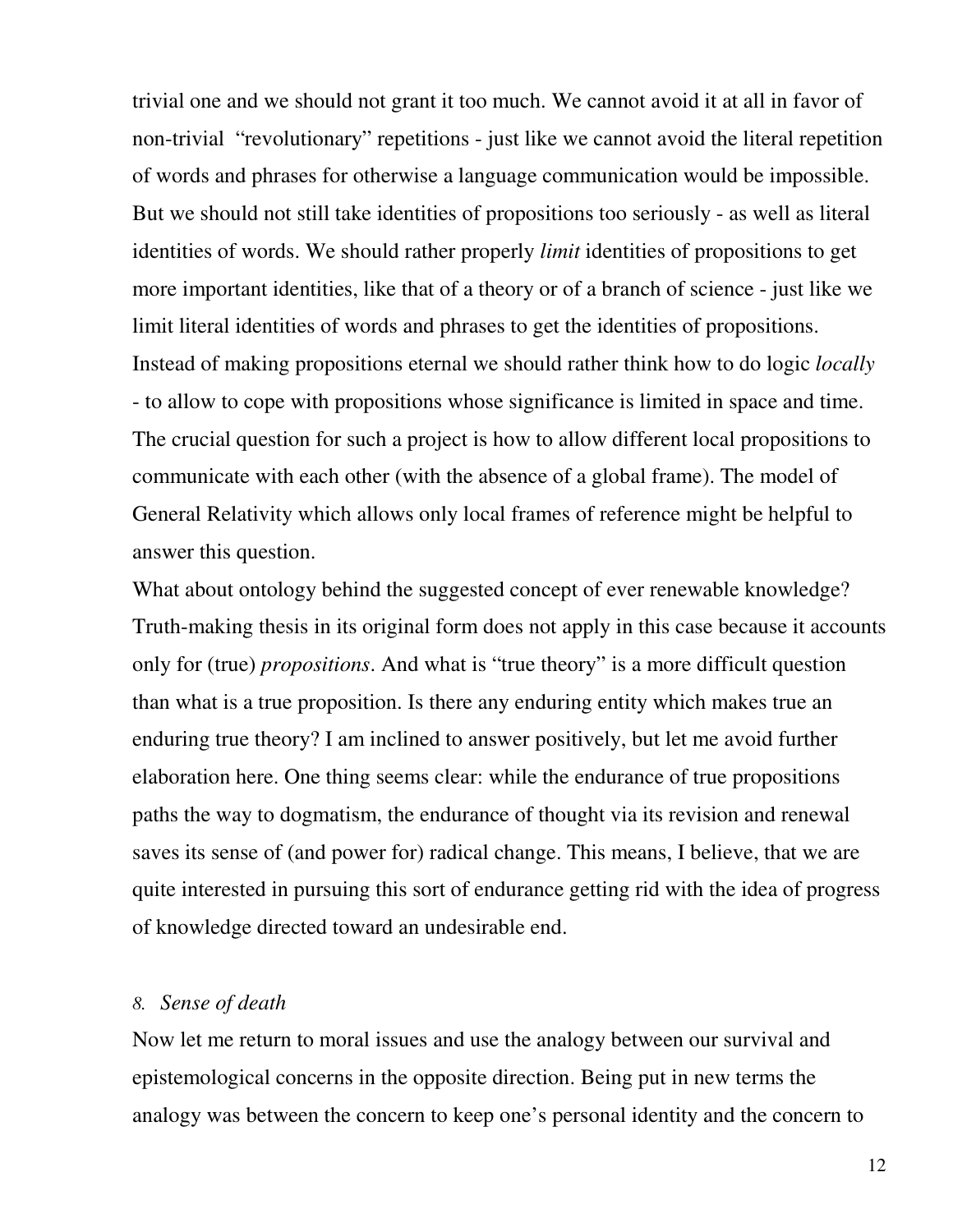trivial one and we should not grant it too much. We cannot avoid it at all in favor of non-trivial "revolutionary" repetitions - just like we cannot avoid the literal repetition of words and phrases for otherwise a language communication would be impossible. But we should not still take identities of propositions too seriously - as well as literal identities of words. We should rather properly *limit* identities of propositions to get more important identities, like that of a theory or of a branch of science - just like we limit literal identities of words and phrases to get the identities of propositions. Instead of making propositions eternal we should rather think how to do logic *locally* - to allow to cope with propositions whose significance is limited in space and time. The crucial question for such a project is how to allow different local propositions to communicate with each other (with the absence of a global frame). The model of General Relativity which allows only local frames of reference might be helpful to answer this question.

What about ontology behind the suggested concept of ever renewable knowledge? Truth-making thesis in its original form does not apply in this case because it accounts only for (true) *propositions*. And what is "true theory" is a more difficult question than what is a true proposition. Is there any enduring entity which makes true an enduring true theory? I am inclined to answer positively, but let me avoid further elaboration here. One thing seems clear: while the endurance of true propositions paths the way to dogmatism, the endurance of thought via its revision and renewal saves its sense of (and power for) radical change. This means, I believe, that we are quite interested in pursuing this sort of endurance getting rid with the idea of progress of knowledge directed toward an undesirable end.

### *8. Sense of death*

Now let me return to moral issues and use the analogy between our survival and epistemological concerns in the opposite direction. Being put in new terms the analogy was between the concern to keep one's personal identity and the concern to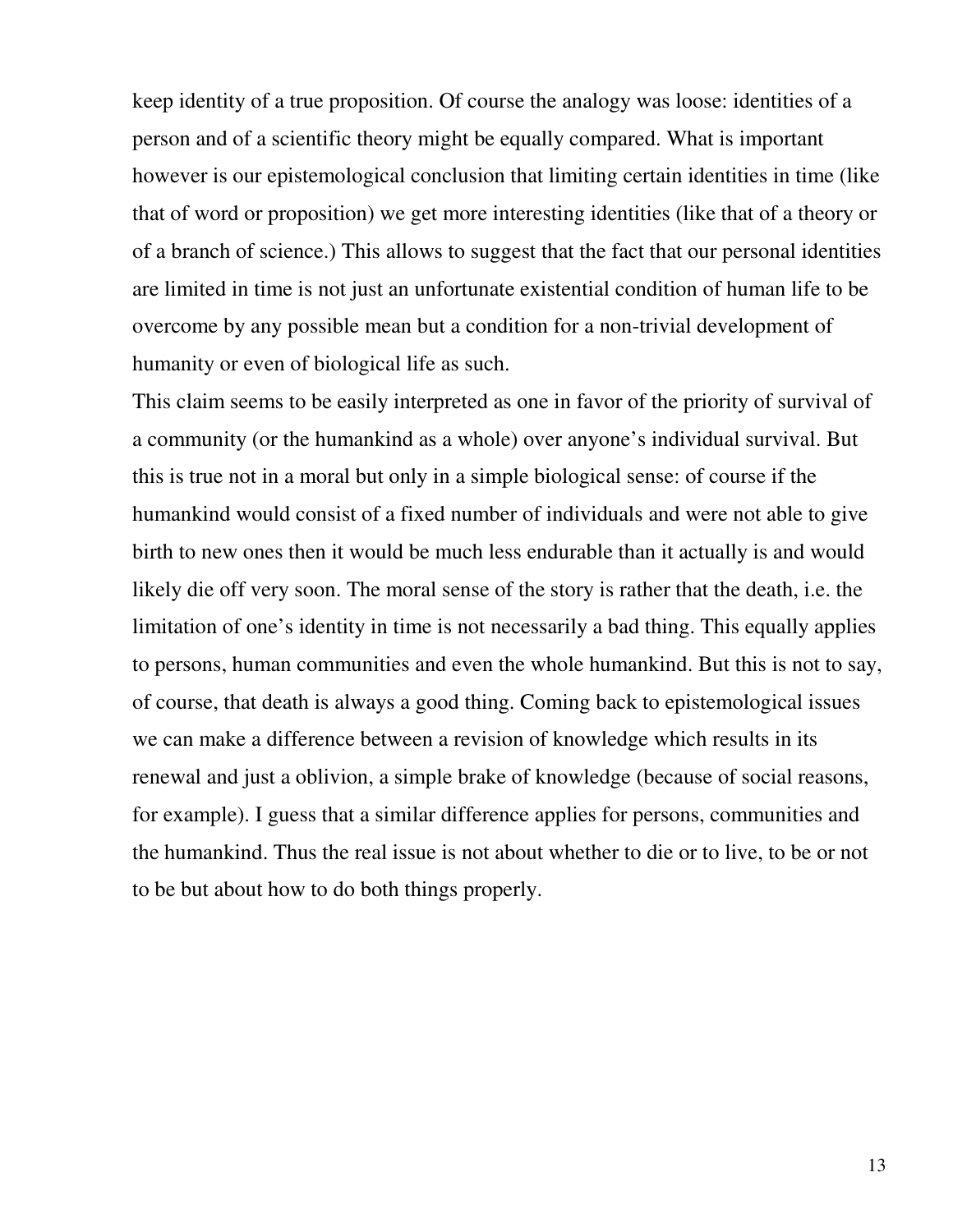keep identity of a true proposition. Of course the analogy was loose: identities of a person and of a scientific theory might be equally compared. What is important however is our epistemological conclusion that limiting certain identities in time (like that of word or proposition) we get more interesting identities (like that of a theory or of a branch of science.) This allows to suggest that the fact that our personal identities are limited in time is not just an unfortunate existential condition of human life to be overcome by any possible mean but a condition for a non-trivial development of humanity or even of biological life as such.

This claim seems to be easily interpreted as one in favor of the priority of survival of a community (or the humankind as a whole) over anyone's individual survival. But this is true not in a moral but only in a simple biological sense: of course if the humankind would consist of a fixed number of individuals and were not able to give birth to new ones then it would be much less endurable than it actually is and would likely die off very soon. The moral sense of the story is rather that the death, i.e. the limitation of one's identity in time is not necessarily a bad thing. This equally applies to persons, human communities and even the whole humankind. But this is not to say, of course, that death is always a good thing. Coming back to epistemological issues we can make a difference between a revision of knowledge which results in its renewal and just a oblivion, a simple brake of knowledge (because of social reasons, for example). I guess that a similar difference applies for persons, communities and the humankind. Thus the real issue is not about whether to die or to live, to be or not to be but about how to do both things properly.